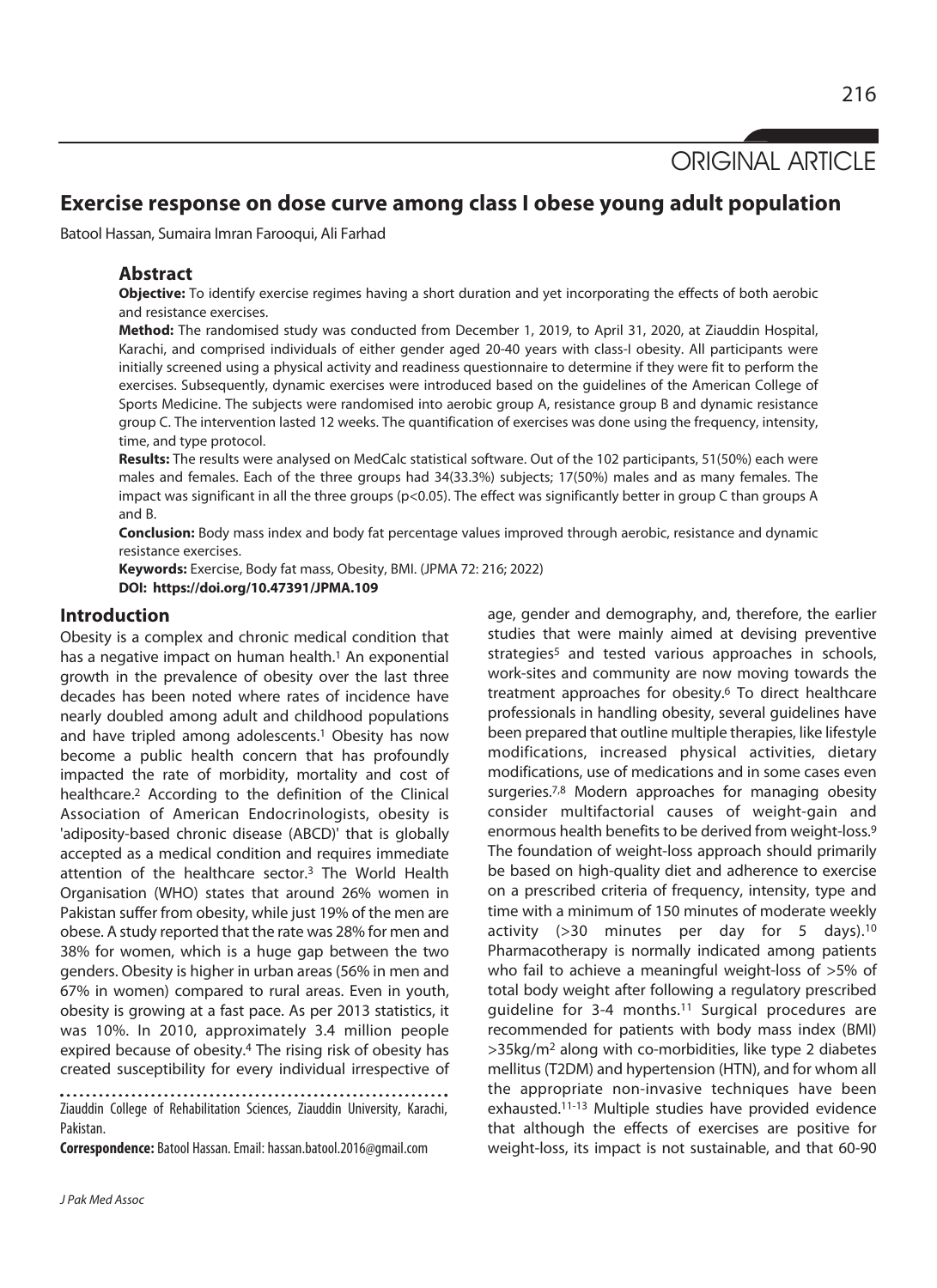ORIGINAL ARTICLE

# Exercise response on dose curve among class I obese young adult population

Batool Hassan, Sumaira Imran Farooqui, Ali Farhad

## Abstract

**Objective:** To identify exercise regimes having a short duration and yet incorporating the effects of both aerobic and resistance exercises.

**Method:** The randomised study was conducted from December 1, 2019, to April 31, 2020, at Ziauddin Hospital, Karachi, and comprised individuals of either gender aged 20-40 years with class-I obesity. All participants were initially screened using a physical activity and readiness questionnaire to determine if they were fit to perform the exercises. Subsequently, dynamic exercises were introduced based on the guidelines of the American College of Sports Medicine. The subjects were randomised into aerobic group A, resistance group B and dynamic resistance group C. The intervention lasted 12 weeks. The quantification of exercises was done using the frequency, intensity, time, and type protocol.

**Results:** The results were analysed on MedCalc statistical software. Out of the 102 participants, 51(50%) each were males and females. Each of the three groups had 34(33.3%) subjects; 17(50%) males and as many females. The impact was significant in all the three groups ($p<0.05$). The effect was significantly better in group C than groups A and B.

**Conclusion:** Body mass index and body fat percentage values improved through aerobic, resistance and dynamic resistance exercises.

**Keywords:** Exercise, Body fat mass, Obesity, BMI. (JPMA 72: 216; 2022)

**DOI: https://doi.org/10.47391/JPMA.109**

## Introduction

Obesity is a complex and chronic medical condition that has a negative impact on human health.[1] An exponential growth in the prevalence of obesity over the last three decades has been noted where rates of incidence have nearly doubled among adult and childhood populations and have tripled among adolescents.[1] Obesity has now become a public health concern that has profoundly impacted the rate of morbidity, mortality and cost of healthcare.[2] According to the definition of the Clinical Association of American Endocrinologists, obesity is 'adiposity-based chronic disease (ABCD)' that is globally accepted as a medical condition and requires immediate attention of the healthcare sector.[3] The World Health Organisation (WHO) states that around 26% women in Pakistan suffer from obesity, while just 19% of the men are obese. A study reported that the rate was 28% for men and 38% for women, which is a huge gap between the two genders. Obesity is higher in urban areas (56% in men and 67% in women) compared to rural areas. Even in youth, obesity is growing at a fast pace. As per 2013 statistics, it was 10%. In 2010, approximately 3.4 million people expired because of obesity.[4] The rising risk of obesity has created susceptibility for every individual irrespective of age, gender and demography, and, therefore, the earlier studies that were mainly aimed at devising preventive strategies[5] and tested various approaches in schools, work-sites and community are now moving towards the treatment approaches for obesity.[6] To direct healthcare professionals in handling obesity, several guidelines have been prepared that outline multiple therapies, like lifestyle modifications, increased physical activities, dietary modifications, use of medications and in some cases even surgeries.[7,8] Modern approaches for managing obesity consider multifactorial causes of weight-gain and enormous health benefits to be derived from weight-loss.[9] The foundation of weight-loss approach should primarily be based on high-quality diet and adherence to exercise on a prescribed criteria of frequency, intensity, type and time with a minimum of 150 minutes of moderate weekly activity (>30 minutes per day for 5 days).[10] Pharmacotherapy is normally indicated among patients who fail to achieve a meaningful weight-loss of >5% of total body weight after following a regulatory prescribed guideline for 3-4 months.[11] Surgical procedures are recommended for patients with body mass index (BMI) >35kg/m$^2$ along with co-morbidities, like type 2 diabetes mellitus (T2DM) and hypertension (HTN), and for whom all the appropriate non-invasive techniques have been exhausted.[11-13] Multiple studies have provided evidence that although the effects of exercises are positive for weight-loss, its impact is not sustainable, and that 60-90

Ziauddin College of Rehabilitation Sciences, Ziauddin University, Karachi, Pakistan.

**Correspondence:** Batool Hassan. Email: hassan.batool.2016@gmail.com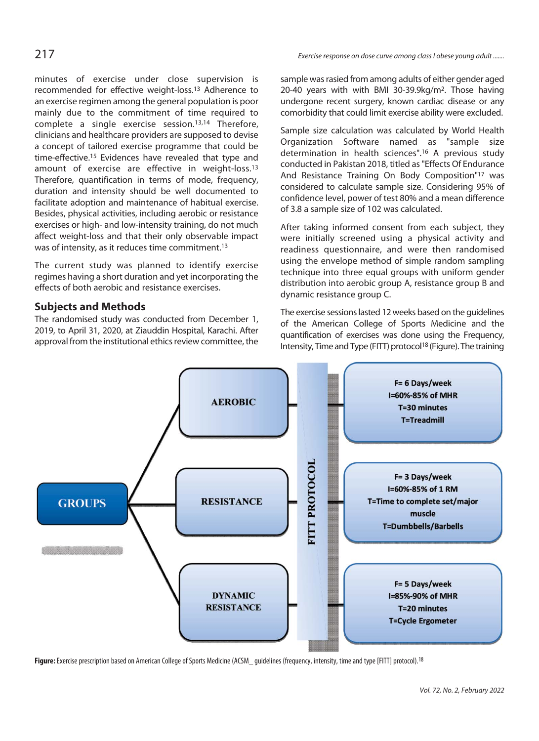minutes of exercise under close supervision is recommended for effective weight-loss.[13] Adherence to an exercise regimen among the general population is poor mainly due to the commitment of time required to complete a single exercise session.[13,14] Therefore, clinicians and healthcare providers are supposed to devise a concept of tailored exercise programme that could be time-effective.[15] Evidences have revealed that type and amount of exercise are effective in weight-loss.[13] Therefore, quantification in terms of mode, frequency, duration and intensity should be well documented to facilitate adoption and maintenance of habitual exercise. Besides, physical activities, including aerobic or resistance exercises or high- and low-intensity training, do not much affect weight-loss and that their only observable impact was of intensity, as it reduces time commitment.[13]

The current study was planned to identify exercise regimes having a short duration and yet incorporating the effects of both aerobic and resistance exercises.

## Subjects and Methods

The randomised study was conducted from December 1, 2019, to April 31, 2020, at Ziauddin Hospital, Karachi. After approval from the institutional ethics review committee, the sample was rasied from among adults of either gender aged 20-40 years with with BMI 30-39.9kg/m$^2$. Those having undergone recent surgery, known cardiac disease or any comorbidity that could limit exercise ability were excluded.

Sample size calculation was calculated by World Health Organization Software named as "sample size determination in health sciences".[16] A previous study conducted in Pakistan 2018, titled as "Effects Of Endurance And Resistance Training On Body Composition"[17] was considered to calculate sample size. Considering 95% of confidence level, power of test 80% and a mean difference of 3.8 a sample size of 102 was calculated.

After taking informed consent from each subject, they were initially screened using a physical activity and readiness questionnaire, and were then randomised using the envelope method of simple random sampling technique into three equal groups with uniform gender distribution into aerobic group A, resistance group B and dynamic resistance group C.

The exercise sessions lasted 12 weeks based on the guidelines of the American College of Sports Medicine and the quantification of exercises was done using the Frequency, Intensity, Time and Type (FITT) protocol[18] (Figure). The training

| GROUPS | FITT PROTOCOL |
|---|---|
| AEROBIC | F= 6 Days/week<br>I=60%-85% of MHR<br>T=30 minutes<br>T=Treadmill |
| RESISTANCE | F= 3 Days/week<br>I=60%-85% of 1 RM<br>T=Time to complete set/major muscle<br>T=Dumbbells/Barbells |
| DYNAMIC RESISTANCE | F= 5 Days/week<br>I=85%-90% of MHR<br>T=20 minutes<br>T=Cycle Ergometer |

**Figure:** Exercise prescription based on American College of Sports Medicine (ACSM_ guidelines (frequency, intensity, time and type [FITT] protocol).[18]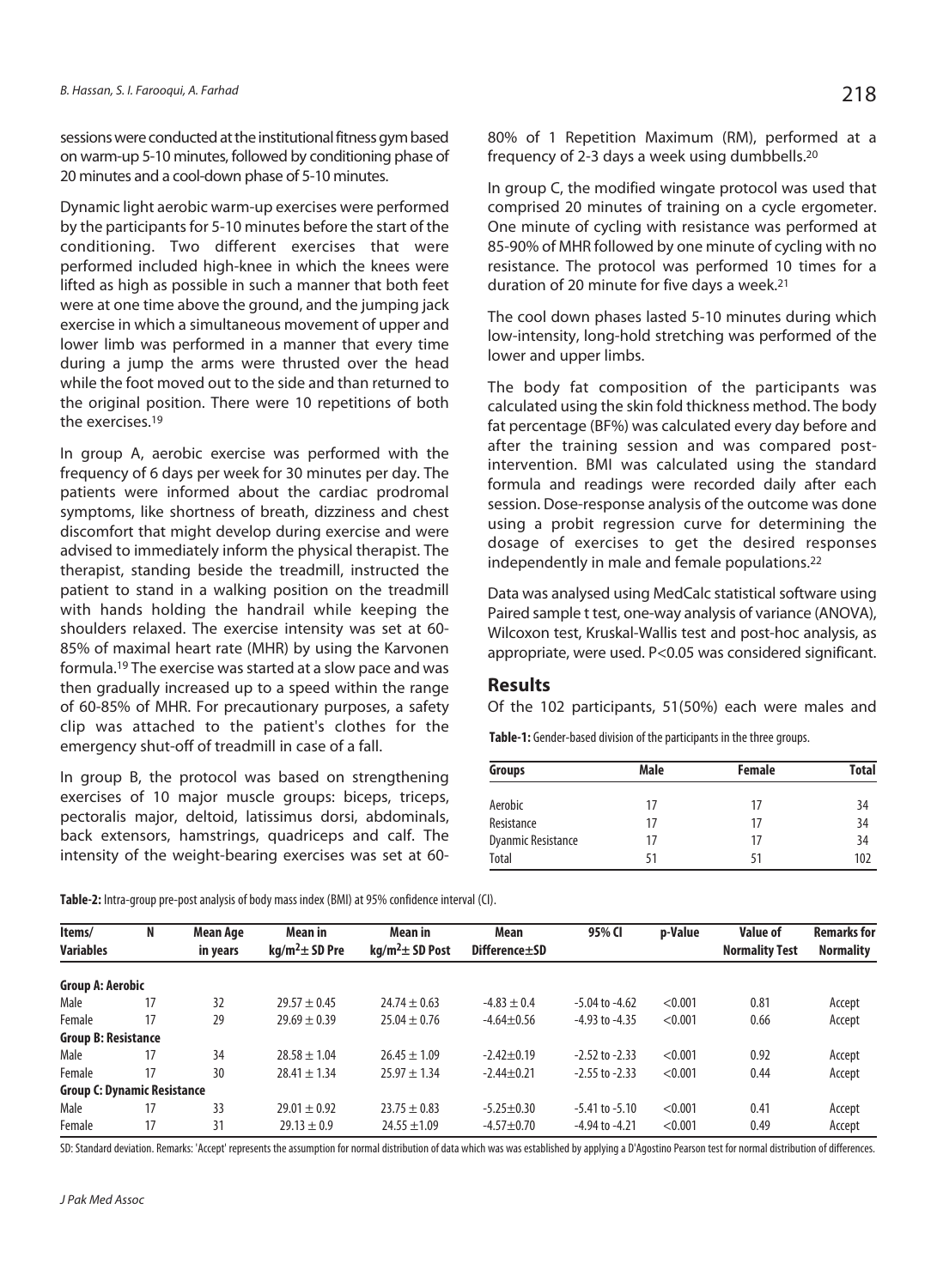sessions were conducted at the institutional fitness gym based on warm-up 5-10 minutes, followed by conditioning phase of 20 minutes and a cool-down phase of 5-10 minutes.

Dynamic light aerobic warm-up exercises were performed by the participants for 5-10 minutes before the start of the conditioning. Two different exercises that were performed included high-knee in which the knees were lifted as high as possible in such a manner that both feet were at one time above the ground, and the jumping jack exercise in which a simultaneous movement of upper and lower limb was performed in a manner that every time during a jump the arms were thrusted over the head while the foot moved out to the side and than returned to the original position. There were 10 repetitions of both the exercises.[19]

In group A, aerobic exercise was performed with the frequency of 6 days per week for 30 minutes per day. The patients were informed about the cardiac prodromal symptoms, like shortness of breath, dizziness and chest discomfort that might develop during exercise and were advised to immediately inform the physical therapist. The therapist, standing beside the treadmill, instructed the patient to stand in a walking position on the treadmill with hands holding the handrail while keeping the shoulders relaxed. The exercise intensity was set at 60-85% of maximal heart rate (MHR) by using the Karvonen formula.[19] The exercise was started at a slow pace and was then gradually increased up to a speed within the range of 60-85% of MHR. For precautionary purposes, a safety clip was attached to the patient's clothes for the emergency shut-off of treadmill in case of a fall.

In group B, the protocol was based on strengthening exercises of 10 major muscle groups: biceps, triceps, pectoralis major, deltoid, latissimus dorsi, abdominals, back extensors, hamstrings, quadriceps and calf. The intensity of the weight-bearing exercises was set at 60-80% of 1 Repetition Maximum (RM), performed at a frequency of 2-3 days a week using dumbbells.[20]

In group C, the modified wingate protocol was used that comprised 20 minutes of training on a cycle ergometer. One minute of cycling with resistance was performed at 85-90% of MHR followed by one minute of cycling with no resistance. The protocol was performed 10 times for a duration of 20 minute for five days a week.[21]

The cool down phases lasted 5-10 minutes during which low-intensity, long-hold stretching was performed of the lower and upper limbs.

The body fat composition of the participants was calculated using the skin fold thickness method. The body fat percentage (BF%) was calculated every day before and after the training session and was compared post-intervention. BMI was calculated using the standard formula and readings were recorded daily after each session. Dose-response analysis of the outcome was done using a probit regression curve for determining the dosage of exercises to get the desired responses independently in male and female populations.[22]

Data was analysed using MedCalc statistical software using Paired sample t test, one-way analysis of variance (ANOVA), Wilcoxon test, Kruskal-Wallis test and post-hoc analysis, as appropriate, were used. P<0.05 was considered significant.

## Results

Of the 102 participants, 51(50%) each were males and

**Table-1:** Gender-based division of the participants in the three groups.

| Groups | Male | Female | Total |
|---|---|---|---|
| Aerobic | 17 | 17 | 34 |
| Resistance | 17 | 17 | 34 |
| Dyanmic Resistance | 17 | 17 | 34 |
| Total | 51 | 51 | 102 |

**Table-2:** Intra-group pre-post analysis of body mass index (BMI) at 95% confidence interval (CI).

| Items/ Variables | N | Mean Age in years | Mean in $kg/m^2 \pm$ SD Pre | Mean in $kg/m^2 \pm$ SD Post | Mean Difference±SD | 95% CI | p-Value | Value of Normality Test | Remarks for Normality |
|---|---|---|---|---|---|---|---|---|---|
| **Group A: Aerobic** | | | | | | | | | |
| Male | 17 | 32 | 29.57 ± 0.45 | 24.74 ± 0.63 | -4.83 ± 0.4 | -5.04 to -4.62 | <0.001 | 0.81 | Accept |
| Female | 17 | 29 | 29.69 ± 0.39 | 25.04 ± 0.76 | -4.64±0.56 | -4.93 to -4.35 | <0.001 | 0.66 | Accept |
| **Group B: Resistance** | | | | | | | | | |
| Male | 17 | 34 | 28.58 ± 1.04 | 26.45 ± 1.09 | -2.42±0.19 | -2.52 to -2.33 | <0.001 | 0.92 | Accept |
| Female | 17 | 30 | 28.41 ± 1.34 | 25.97 ± 1.34 | -2.44±0.21 | -2.55 to -2.33 | <0.001 | 0.44 | Accept |
| **Group C: Dynamic Resistance** | | | | | | | | | |
| Male | 17 | 33 | 29.01 ± 0.92 | 23.75 ± 0.83 | -5.25±0.30 | -5.41 to -5.10 | <0.001 | 0.41 | Accept |
| Female | 17 | 31 | 29.13 ± 0.9 | 24.55 ±1.09 | -4.57±0.70 | -4.94 to -4.21 | <0.001 | 0.49 | Accept |

SD: Standard deviation. Remarks: 'Accept' represents the assumption for normal distribution of data which was was established by applying a D'Agostino Pearson test for normal distribution of differences.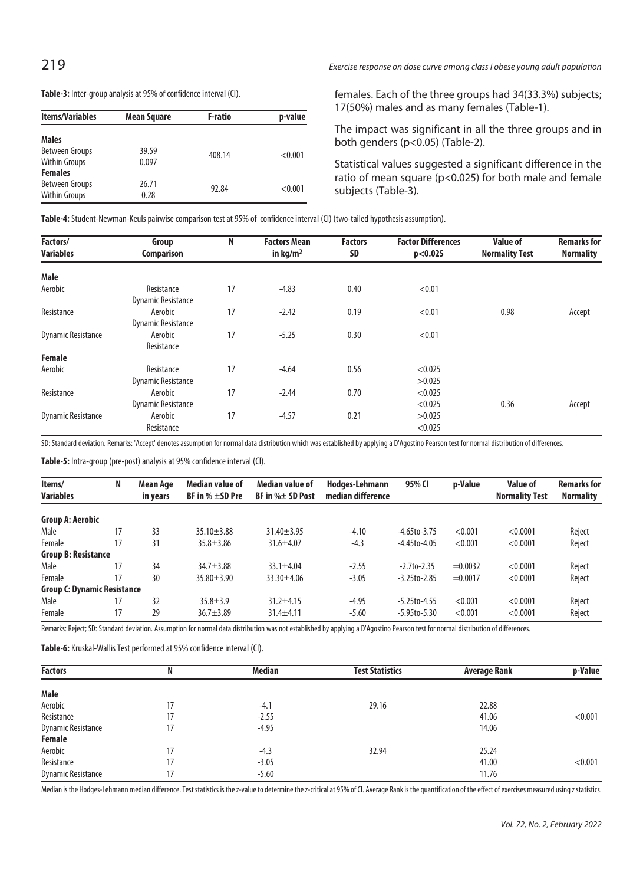**Table-3:** Inter-group analysis at 95% of confidence interval (CI).

| Items/Variables | Mean Square | F-ratio | p-value |
|---|---|---|---|
| **Males** | | | |
| Between Groups | 39.59 | 408.14 | <0.001 |
| Within Groups | 0.097 | | |
| **Females** | | | |
| Between Groups | 26.71 | 92.84 | <0.001 |
| Within Groups | 0.28 | | |

females. Each of the three groups had 34(33.3%) subjects; 17(50%) males and as many females (Table-1).

The impact was significant in all the three groups and in both genders ($p<0.05$) (Table-2).

Statistical values suggested a significant difference in the ratio of mean square ($p<0.025$) for both male and female subjects (Table-3).

**Table-4:** Student-Newman-Keuls pairwise comparison test at 95% of confidence interval (CI) (two-tailed hypothesis assumption).

| Factors/ Variables | Group Comparison | N | Factors Mean in kg/m$^2$ | Factors SD | Factor Differences p<0.025 | Value of Normality Test | Remarks for Normality |
|---|---|---|---|---|---|---|---|
| **Male** | | | | | | | |
| Aerobic | Resistance | 17 | -4.83 | 0.40 | <0.01 | | |
| | Dynamic Resistance | | | | | | |
| Resistance | Aerobic | 17 | -2.42 | 0.19 | <0.01 | 0.98 | Accept |
| | Dynamic Resistance | | | | | | |
| Dynamic Resistance | Aerobic | 17 | -5.25 | 0.30 | <0.01 | | |
| | Resistance | | | | | | |
| **Female** | | | | | | | |
| Aerobic | Resistance | 17 | -4.64 | 0.56 | <0.025 | | |
| | Dynamic Resistance | | | | >0.025 | | |
| Resistance | Aerobic | 17 | -2.44 | 0.70 | <0.025 | | |
| | Dynamic Resistance | | | | <0.025 | 0.36 | Accept |
| Dynamic Resistance | Aerobic | 17 | -4.57 | 0.21 | >0.025 | | |
| | Resistance | | | | <0.025 | | |

SD: Standard deviation. Remarks: 'Accept' denotes assumption for normal data distribution which was established by applying a D'Agostino Pearson test for normal distribution of differences.

**Table-5:** Intra-group (pre-post) analysis at 95% confidence interval (CI).

| Items/ Variables | N | Mean Age in years | Median value of BF in % ±SD Pre | Median value of BF in %± SD Post | Hodges-Lehmann median difference | 95% CI | p-Value | Value of Normality Test | Remarks for Normality |
|---|---|---|---|---|---|---|---|---|---|
| **Group A: Aerobic** | | | | | | | | | |
| Male | 17 | 33 | 35.10±3.88 | 31.40±3.95 | -4.10 | -4.65to-3.75 | <0.001 | <0.0001 | Reject |
| Female | 17 | 31 | 35.8±3.86 | 31.6±4.07 | -4.3 | -4.45to-4.05 | <0.001 | <0.0001 | Reject |
| **Group B: Resistance** | | | | | | | | | |
| Male | 17 | 34 | 34.7±3.88 | 33.1±4.04 | -2.55 | -2.7to-2.35 | =0.0032 | <0.0001 | Reject |
| Female | 17 | 30 | 35.80±3.90 | 33.30±4.06 | -3.05 | -3.25to-2.85 | =0.0017 | <0.0001 | Reject |
| **Group C: Dynamic Resistance** | | | | | | | | | |
| Male | 17 | 32 | 35.8±3.9 | 31.2±4.15 | -4.95 | -5.25to-4.55 | <0.001 | <0.0001 | Reject |
| Female | 17 | 29 | 36.7±3.89 | 31.4±4.11 | -5.60 | -5.95to-5.30 | <0.001 | <0.0001 | Reject |

Remarks: Reject; SD: Standard deviation. Assumption for normal data distribution was not established by applying a D'Agostino Pearson test for normal distribution of differences.

**Table-6:** Kruskal-Wallis Test performed at 95% confidence interval (CI).

| Factors | N | Median | Test Statistics | Average Rank | p-Value |
|---|---|---|---|---|---|
| **Male** | | | | | |
| Aerobic | 17 | -4.1 | 29.16 | 22.88 | |
| Resistance | 17 | -2.55 | | 41.06 | <0.001 |
| Dynamic Resistance | 17 | -4.95 | | 14.06 | |
| **Female** | | | | | |
| Aerobic | 17 | -4.3 | 32.94 | 25.24 | |
| Resistance | 17 | -3.05 | | 41.00 | <0.001 |
| Dynamic Resistance | 17 | -5.60 | | 11.76 | |

Median is the Hodges-Lehmann median difference. Test statistics is the z-value to determine the z-critical at 95% of CI. Average Rank is the quantification of the effect of exercises measured using z statistics.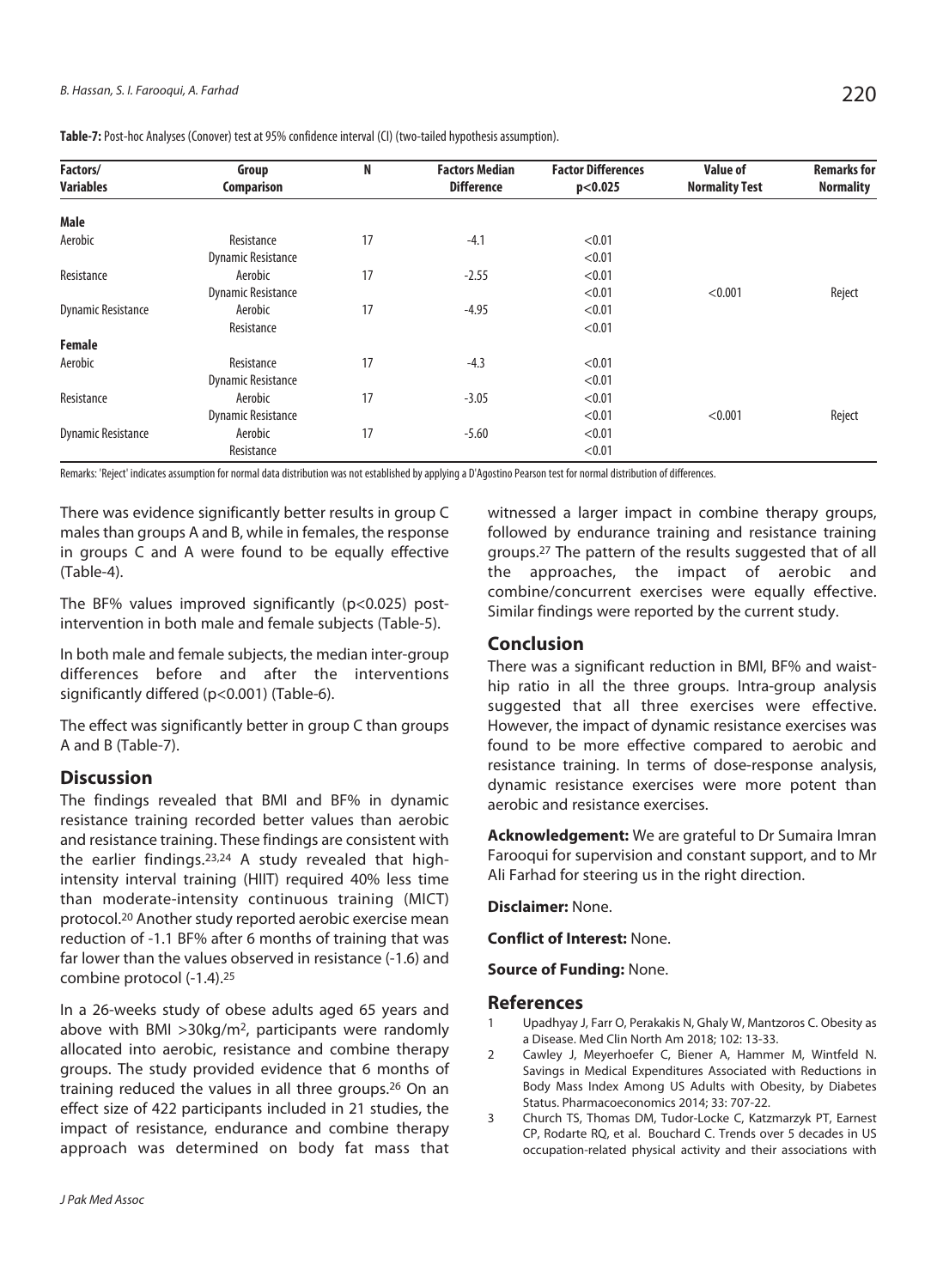**Table-7:** Post-hoc Analyses (Conover) test at 95% confidence interval (CI) (two-tailed hypothesis assumption).

| Factors/ Variables | Group Comparison | N | Factors Median Difference | Factor Differences p<0.025 | Value of Normality Test | Remarks for Normality |
|---|---|---|---|---|---|---|
| **Male** | | | | | | |
| Aerobic | Resistance | 17 | -4.1 | <0.01 | | |
| | Dynamic Resistance | | | <0.01 | | |
| Resistance | Aerobic | 17 | -2.55 | <0.01 | | |
| | Dynamic Resistance | | | <0.01 | <0.001 | Reject |
| Dynamic Resistance | Aerobic | 17 | -4.95 | <0.01 | | |
| | Resistance | | | <0.01 | | |
| **Female** | | | | | | |
| Aerobic | Resistance | 17 | -4.3 | <0.01 | | |
| | Dynamic Resistance | | | <0.01 | | |
| Resistance | Aerobic | 17 | -3.05 | <0.01 | | |
| | Dynamic Resistance | | | <0.01 | <0.001 | Reject |
| Dynamic Resistance | Aerobic | 17 | -5.60 | <0.01 | | |
| | Resistance | | | <0.01 | | |

Remarks: 'Reject' indicates assumption for normal data distribution was not established by applying a D'Agostino Pearson test for normal distribution of differences.

There was evidence significantly better results in group C males than groups A and B, while in females, the response in groups C and A were found to be equally effective (Table-4).

The BF% values improved significantly ($p<0.025$) post-intervention in both male and female subjects (Table-5).

In both male and female subjects, the median inter-group differences before and after the interventions significantly differed ($p<0.001$) (Table-6).

The effect was significantly better in group C than groups A and B (Table-7).

## Discussion

The findings revealed that BMI and BF% in dynamic resistance training recorded better values than aerobic and resistance training. These findings are consistent with the earlier findings.[23,24] A study revealed that high-intensity interval training (HIIT) required 40% less time than moderate-intensity continuous training (MICT) protocol.[20] Another study reported aerobic exercise mean reduction of -1.1 BF% after 6 months of training that was far lower than the values observed in resistance (-1.6) and combine protocol (-1.4).[25]

In a 26-weeks study of obese adults aged 65 years and above with BMI >30kg/m$^2$, participants were randomly allocated into aerobic, resistance and combine therapy groups. The study provided evidence that 6 months of training reduced the values in all three groups.[26] On an effect size of 422 participants included in 21 studies, the impact of resistance, endurance and combine therapy approach was determined on body fat mass that witnessed a larger impact in combine therapy groups, followed by endurance training and resistance training groups.[27] The pattern of the results suggested that of all the approaches, the impact of aerobic and combine/concurrent exercises were equally effective. Similar findings were reported by the current study.

## Conclusion

There was a significant reduction in BMI, BF% and waist-hip ratio in all the three groups. Intra-group analysis suggested that all three exercises were effective. However, the impact of dynamic resistance exercises was found to be more effective compared to aerobic and resistance training. In terms of dose-response analysis, dynamic resistance exercises were more potent than aerobic and resistance exercises.

**Acknowledgement:** We are grateful to Dr Sumaira Imran Farooqui for supervision and constant support, and to Mr Ali Farhad for steering us in the right direction.

**Disclaimer:** None.

**Conflict of Interest:** None.

**Source of Funding:** None.

## References

1. Upadhyay J, Farr O, Perakakis N, Ghaly W, Mantzoros C. Obesity as a Disease. Med Clin North Am 2018; 102: 13-33.
2. Cawley J, Meyerhoefer C, Biener A, Hammer M, Wintfeld N. Savings in Medical Expenditures Associated with Reductions in Body Mass Index Among US Adults with Obesity, by Diabetes Status. Pharmacoeconomics 2014; 33: 707-22.
3. Church TS, Thomas DM, Tudor-Locke C, Katzmarzyk PT, Earnest CP, Rodarte RQ, et al. Bouchard C. Trends over 5 decades in US occupation-related physical activity and their associations with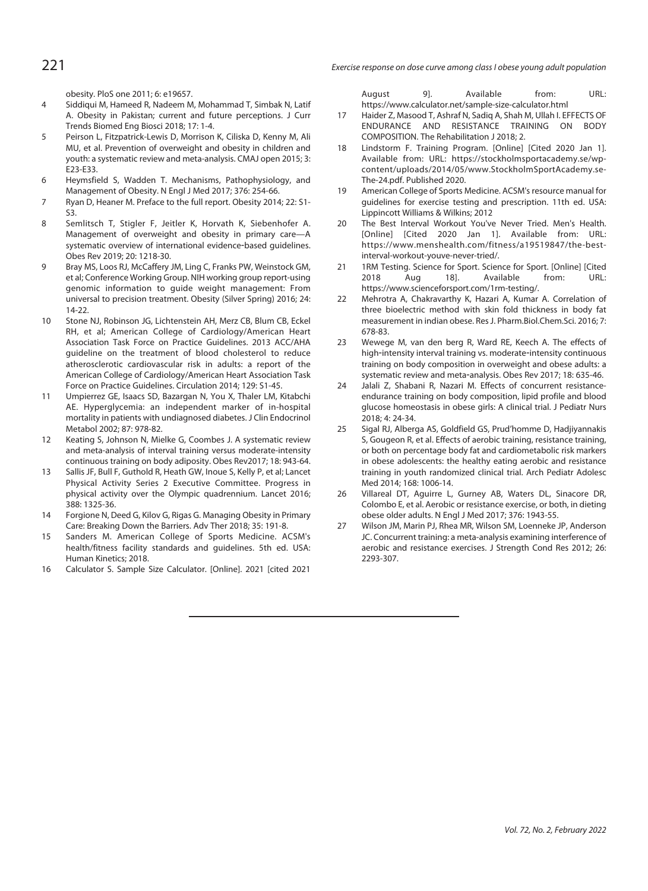obesity. PloS one 2011; 6: e19657.

4. Siddiqui M, Hameed R, Nadeem M, Mohammad T, Simbak N, Latif A. Obesity in Pakistan; current and future perceptions. J Curr Trends Biomed Eng Biosci 2018; 17: 1-4.
5. Peirson L, Fitzpatrick-Lewis D, Morrison K, Ciliska D, Kenny M, Ali MU, et al. Prevention of overweight and obesity in children and youth: a systematic review and meta-analysis. CMAJ open 2015; 3: E23-E33.
6. Heymsfield S, Wadden T. Mechanisms, Pathophysiology, and Management of Obesity. N Engl J Med 2017; 376: 254-66.
7. Ryan D, Heaner M. Preface to the full report. Obesity 2014; 22: S1-S3.
8. Semlitsch T, Stigler F, Jeitler K, Horvath K, Siebenhofer A. Management of overweight and obesity in primary care—A systematic overview of international evidence-based guidelines. Obes Rev 2019; 20: 1218-30.
9. Bray MS, Loos RJ, McCaffery JM, Ling C, Franks PW, Weinstock GM, et al; Conference Working Group. NIH working group report-using genomic information to guide weight management: From universal to precision treatment. Obesity (Silver Spring) 2016; 24: 14-22.
10. Stone NJ, Robinson JG, Lichtenstein AH, Merz CB, Blum CB, Eckel RH, et al; American College of Cardiology/American Heart Association Task Force on Practice Guidelines. 2013 ACC/AHA guideline on the treatment of blood cholesterol to reduce atherosclerotic cardiovascular risk in adults: a report of the American College of Cardiology/American Heart Association Task Force on Practice Guidelines. Circulation 2014; 129: S1-45.
11. Umpierrez GE, Isaacs SD, Bazargan N, You X, Thaler LM, Kitabchi AE. Hyperglycemia: an independent marker of in-hospital mortality in patients with undiagnosed diabetes. J Clin Endocrinol Metabol 2002; 87: 978-82.
12. Keating S, Johnson N, Mielke G, Coombes J. A systematic review and meta-analysis of interval training versus moderate-intensity continuous training on body adiposity. Obes Rev2017; 18: 943-64.
13. Sallis JF, Bull F, Guthold R, Heath GW, Inoue S, Kelly P, et al; Lancet Physical Activity Series 2 Executive Committee. Progress in physical activity over the Olympic quadrennium. Lancet 2016; 388: 1325-36.
14. Forgione N, Deed G, Kilov G, Rigas G. Managing Obesity in Primary Care: Breaking Down the Barriers. Adv Ther 2018; 35: 191-8.
15. Sanders M. American College of Sports Medicine. ACSM's health/fitness facility standards and guidelines. 5th ed. USA: Human Kinetics; 2018.
16. Calculator S. Sample Size Calculator. [Online]. 2021 [cited 2021 August 9]. Available from: URL: https://www.calculator.net/sample-size-calculator.html
17. Haider Z, Masood T, Ashraf N, Sadiq A, Shah M, Ullah I. EFFECTS OF ENDURANCE AND RESISTANCE TRAINING ON BODY COMPOSITION. The Rehabilitation J 2018; 2.
18. Lindstorm F. Training Program. [Online] [Cited 2020 Jan 1]. Available from: URL: https://stockholmsportacademy.se/wp-content/uploads/2014/05/www.StockholmSportAcademy.se-The-24.pdf. Published 2020.
19. American College of Sports Medicine. ACSM's resource manual for guidelines for exercise testing and prescription. 11th ed. USA: Lippincott Williams & Wilkins; 2012
20. The Best Interval Workout You've Never Tried. Men's Health. [Online] [Cited 2020 Jan 1]. Available from: URL: https://www.menshealth.com/fitness/a19519847/the-best-interval-workout-youve-never-tried/.
21. 1RM Testing. Science for Sport. Science for Sport. [Online] [Cited 2018 Aug 18]. Available from: URL: https://www.scienceforsport.com/1rm-testing/.
22. Mehrotra A, Chakravarthy K, Hazari A, Kumar A. Correlation of three bioelectric method with skin fold thickness in body fat measurement in indian obese. Res J. Pharm.Biol.Chem.Sci. 2016; 7: 678-83.
23. Wewege M, van den berg R, Ward RE, Keech A. The effects of high-intensity interval training vs. moderate-intensity continuous training on body composition in overweight and obese adults: a systematic review and meta-analysis. Obes Rev 2017; 18: 635-46.
24. Jalali Z, Shabani R, Nazari M. Effects of concurrent resistance-endurance training on body composition, lipid profile and blood glucose homeostasis in obese girls: A clinical trial. J Pediatr Nurs 2018; 4: 24-34.
25. Sigal RJ, Alberga AS, Goldfield GS, Prud'homme D, Hadjiyannakis S, Gougeon R, et al. Effects of aerobic training, resistance training, or both on percentage body fat and cardiometabolic risk markers in obese adolescents: the healthy eating aerobic and resistance training in youth randomized clinical trial. Arch Pediatr Adolesc Med 2014; 168: 1006-14.
26. Villareal DT, Aguirre L, Gurney AB, Waters DL, Sinacore DR, Colombo E, et al. Aerobic or resistance exercise, or both, in dieting obese older adults. N Engl J Med 2017; 376: 1943-55.
27. Wilson JM, Marin PJ, Rhea MR, Wilson SM, Loenneke JP, Anderson JC. Concurrent training: a meta-analysis examining interference of aerobic and resistance exercises. J Strength Cond Res 2012; 26: 2293-307.